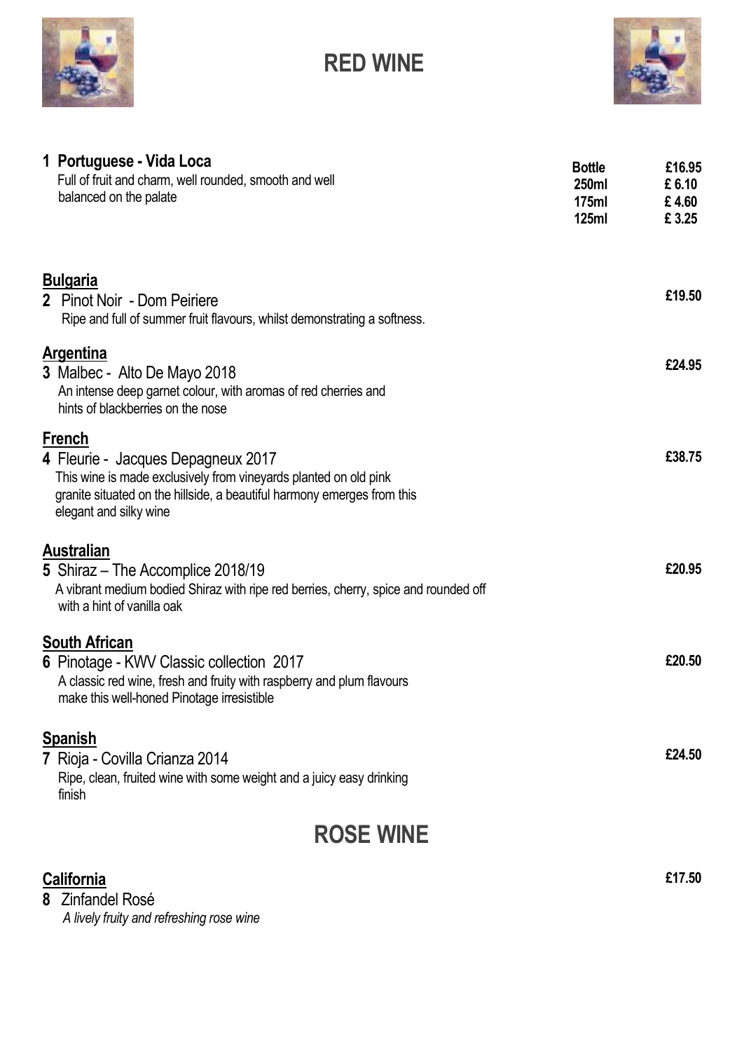# RED WINE

**1 Portuguese - Vida Loca**

Full of fruit and charm, well rounded, smooth and well balanced on the palate

| | |
|---|---|
| **Bottle** | **£16.95** |
| **250ml** | **£ 6.10** |
| **175ml** | **£ 4.60** |
| **125ml** | **£ 3.25** |

**Bulgaria**

**2** Pinot Noir - Dom Peiriere — **£19.50**

Ripe and full of summer fruit flavours, whilst demonstrating a softness.

**Argentina**

**3** Malbec - Alto De Mayo 2018 — **£24.95**

An intense deep garnet colour, with aromas of red cherries and hints of blackberries on the nose

**French**

**4** Fleurie - Jacques Depagneux 2017 — **£38.75**

This wine is made exclusively from vineyards planted on old pink granite situated on the hillside, a beautiful harmony emerges from this elegant and silky wine

**Australian**

**5** Shiraz – The Accomplice 2018/19 — **£20.95**

A vibrant medium bodied Shiraz with ripe red berries, cherry, spice and rounded off with a hint of vanilla oak

**South African**

**6** Pinotage - KWV Classic collection 2017 — **£20.50**

A classic red wine, fresh and fruity with raspberry and plum flavours make this well-honed Pinotage irresistible

**Spanish**

**7** Rioja - Covilla Crianza 2014 — **£24.50**

Ripe, clean, fruited wine with some weight and a juicy easy drinking finish

# ROSE WINE

**California**

**8** Zinfandel Rosé — **£17.50**

*A lively fruity and refreshing rose wine*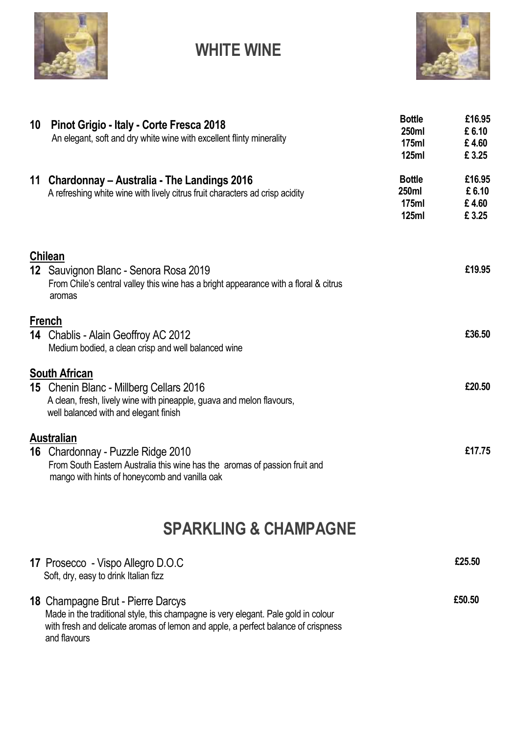# WHITE WINE

**10 Pinot Grigio - Italy - Corte Fresca 2018**
An elegant, soft and dry white wine with excellent flinty minerality

| | |
|---|---|
| **Bottle** | **£16.95** |
| **250ml** | **£ 6.10** |
| **175ml** | **£ 4.60** |
| **125ml** | **£ 3.25** |

**11 Chardonnay – Australia - The Landings 2016**
A refreshing white wine with lively citrus fruit characters ad crisp acidity

| | |
|---|---|
| **Bottle** | **£16.95** |
| **250ml** | **£ 6.10** |
| **175ml** | **£ 4.60** |
| **125ml** | **£ 3.25** |

**Chilean**

**12** Sauvignon Blanc - Senora Rosa 2019 — **£19.95**
From Chile's central valley this wine has a bright appearance with a floral & citrus aromas

**French**

**14** Chablis - Alain Geoffroy AC 2012 — **£36.50**
Medium bodied, a clean crisp and well balanced wine

**South African**

**15** Chenin Blanc - Millberg Cellars 2016 — **£20.50**
A clean, fresh, lively wine with pineapple, guava and melon flavours, well balanced with and elegant finish

**Australian**

**16** Chardonnay - Puzzle Ridge 2010 — **£17.75**
From South Eastern Australia this wine has the aromas of passion fruit and mango with hints of honeycomb and vanilla oak

# SPARKLING & CHAMPAGNE

**17** Prosecco - Vispo Allegro D.O.C — **£25.50**
Soft, dry, easy to drink Italian fizz

**18** Champagne Brut - Pierre Darcys — **£50.50**
Made in the traditional style, this champagne is very elegant. Pale gold in colour with fresh and delicate aromas of lemon and apple, a perfect balance of crispness and flavours